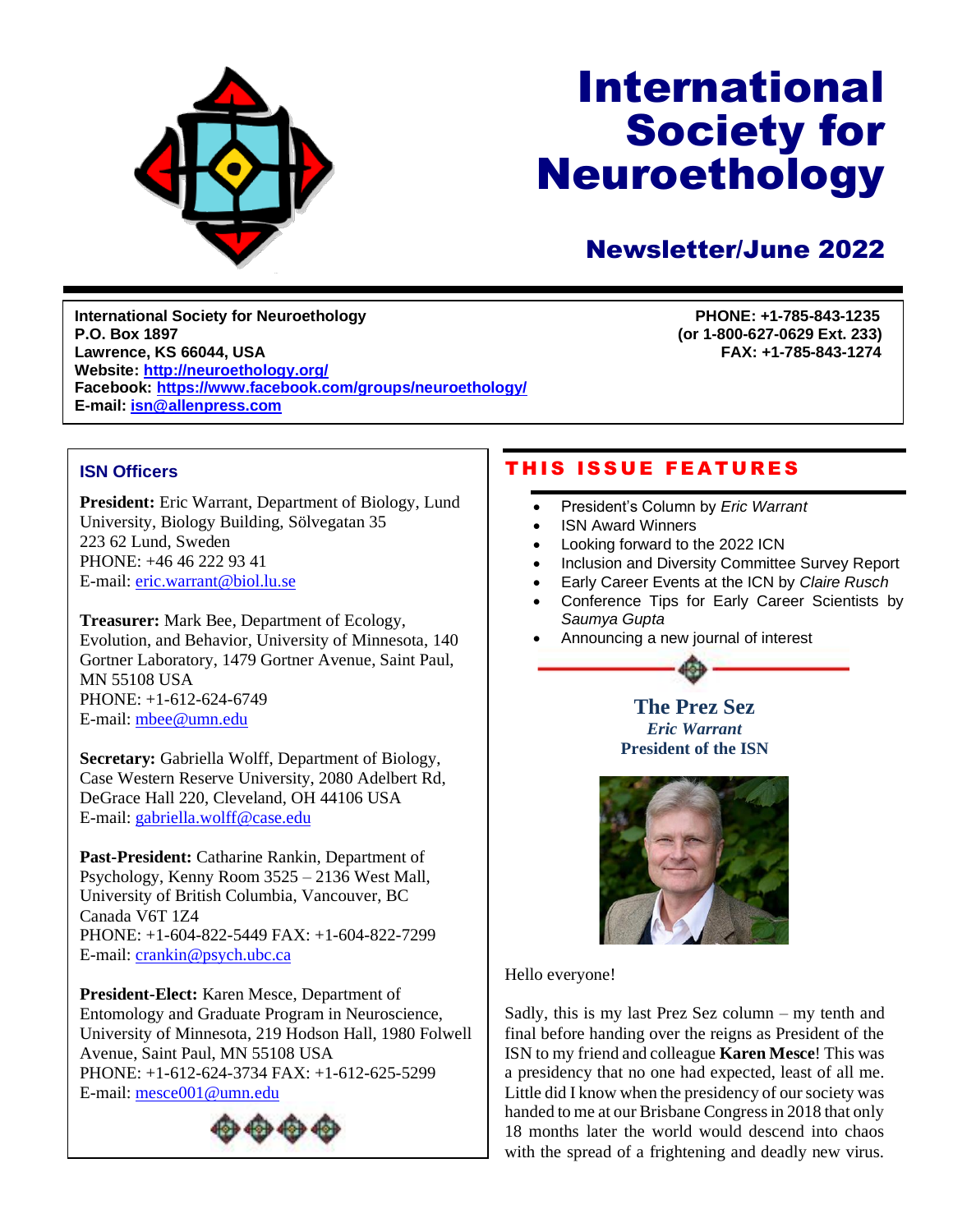# International Society for Neuroethology

## Newsletter/June 2022

**International Society for Neuroethology**
**P.O. Box 1897**
**Lawrence, KS 66044, USA**
**Website: http://neuroethology.org/**
**Facebook: https://www.facebook.com/groups/neuroethology/**
**E-mail: isn@allenpress.com**

**PHONE: +1-785-843-1235**
**(or 1-800-627-0629 Ext. 233)**
**FAX: +1-785-843-1274**

### ISN Officers

**President:** Eric Warrant, Department of Biology, Lund University, Biology Building, Sölvegatan 35
223 62 Lund, Sweden
PHONE: +46 46 222 93 41
E-mail: eric.warrant@biol.lu.se

**Treasurer:** Mark Bee, Department of Ecology, Evolution, and Behavior, University of Minnesota, 140 Gortner Laboratory, 1479 Gortner Avenue, Saint Paul, MN 55108 USA
PHONE: +1-612-624-6749
E-mail: mbee@umn.edu

**Secretary:** Gabriella Wolff, Department of Biology, Case Western Reserve University, 2080 Adelbert Rd, DeGrace Hall 220, Cleveland, OH 44106 USA
E-mail: gabriella.wolff@case.edu

**Past-President:** Catharine Rankin, Department of Psychology, Kenny Room 3525 – 2136 West Mall, University of British Columbia, Vancouver, BC Canada V6T 1Z4
PHONE: +1-604-822-5449 FAX: +1-604-822-7299
E-mail: crankin@psych.ubc.ca

**President-Elect:** Karen Mesce, Department of Entomology and Graduate Program in Neuroscience, University of Minnesota, 219 Hodson Hall, 1980 Folwell Avenue, Saint Paul, MN 55108 USA
PHONE: +1-612-624-3734 FAX: +1-612-625-5299
E-mail: mesce001@umn.edu

### THIS ISSUE FEATURES

- President's Column by *Eric Warrant*
- ISN Award Winners
- Looking forward to the 2022 ICN
- Inclusion and Diversity Committee Survey Report
- Early Career Events at the ICN by *Claire Rusch*
- Conference Tips for Early Career Scientists by *Saumya Gupta*
- Announcing a new journal of interest

## The Prez Sez

***Eric Warrant***
**President of the ISN**

Hello everyone!

Sadly, this is my last Prez Sez column – my tenth and final before handing over the reigns as President of the ISN to my friend and colleague **Karen Mesce**! This was a presidency that no one had expected, least of all me. Little did I know when the presidency of our society was handed to me at our Brisbane Congress in 2018 that only 18 months later the world would descend into chaos with the spread of a frightening and deadly new virus.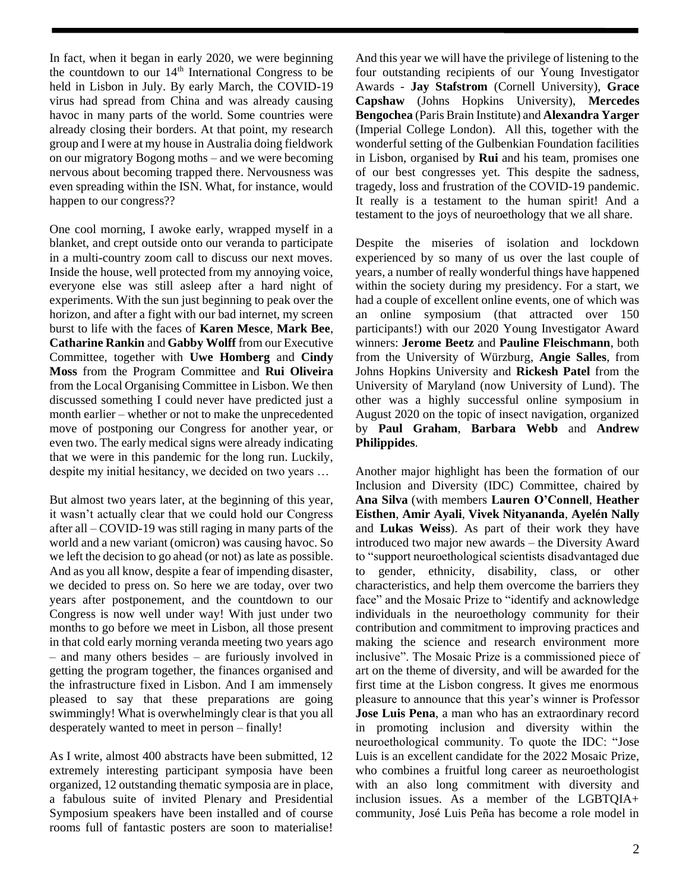In fact, when it began in early 2020, we were beginning the countdown to our 14th International Congress to be held in Lisbon in July. By early March, the COVID-19 virus had spread from China and was already causing havoc in many parts of the world. Some countries were already closing their borders. At that point, my research group and I were at my house in Australia doing fieldwork on our migratory Bogong moths – and we were becoming nervous about becoming trapped there. Nervousness was even spreading within the ISN. What, for instance, would happen to our congress??

One cool morning, I awoke early, wrapped myself in a blanket, and crept outside onto our veranda to participate in a multi-country zoom call to discuss our next moves. Inside the house, well protected from my annoying voice, everyone else was still asleep after a hard night of experiments. With the sun just beginning to peak over the horizon, and after a fight with our bad internet, my screen burst to life with the faces of **Karen Mesce**, **Mark Bee**, **Catharine Rankin** and **Gabby Wolff** from our Executive Committee, together with **Uwe Homberg** and **Cindy Moss** from the Program Committee and **Rui Oliveira** from the Local Organising Committee in Lisbon. We then discussed something I could never have predicted just a month earlier – whether or not to make the unprecedented move of postponing our Congress for another year, or even two. The early medical signs were already indicating that we were in this pandemic for the long run. Luckily, despite my initial hesitancy, we decided on two years …

But almost two years later, at the beginning of this year, it wasn't actually clear that we could hold our Congress after all – COVID-19 was still raging in many parts of the world and a new variant (omicron) was causing havoc. So we left the decision to go ahead (or not) as late as possible. And as you all know, despite a fear of impending disaster, we decided to press on. So here we are today, over two years after postponement, and the countdown to our Congress is now well under way! With just under two months to go before we meet in Lisbon, all those present in that cold early morning veranda meeting two years ago – and many others besides – are furiously involved in getting the program together, the finances organised and the infrastructure fixed in Lisbon. And I am immensely pleased to say that these preparations are going swimmingly! What is overwhelmingly clear is that you all desperately wanted to meet in person – finally!

As I write, almost 400 abstracts have been submitted, 12 extremely interesting participant symposia have been organized, 12 outstanding thematic symposia are in place, a fabulous suite of invited Plenary and Presidential Symposium speakers have been installed and of course rooms full of fantastic posters are soon to materialise! And this year we will have the privilege of listening to the four outstanding recipients of our Young Investigator Awards - **Jay Stafstrom** (Cornell University), **Grace Capshaw** (Johns Hopkins University), **Mercedes Bengochea** (Paris Brain Institute) and **Alexandra Yarger** (Imperial College London). All this, together with the wonderful setting of the Gulbenkian Foundation facilities in Lisbon, organised by **Rui** and his team, promises one of our best congresses yet. This despite the sadness, tragedy, loss and frustration of the COVID-19 pandemic. It really is a testament to the human spirit! And a testament to the joys of neuroethology that we all share.

Despite the miseries of isolation and lockdown experienced by so many of us over the last couple of years, a number of really wonderful things have happened within the society during my presidency. For a start, we had a couple of excellent online events, one of which was an online symposium (that attracted over 150 participants!) with our 2020 Young Investigator Award winners: **Jerome Beetz** and **Pauline Fleischmann**, both from the University of Würzburg, **Angie Salles**, from Johns Hopkins University and **Rickesh Patel** from the University of Maryland (now University of Lund). The other was a highly successful online symposium in August 2020 on the topic of insect navigation, organized by **Paul Graham**, **Barbara Webb** and **Andrew Philippides**.

Another major highlight has been the formation of our Inclusion and Diversity (IDC) Committee, chaired by **Ana Silva** (with members **Lauren O'Connell**, **Heather Eisthen**, **Amir Ayali**, **Vivek Nityananda**, **Ayelén Nally** and **Lukas Weiss**). As part of their work they have introduced two major new awards – the Diversity Award to "support neuroethological scientists disadvantaged due to gender, ethnicity, disability, class, or other characteristics, and help them overcome the barriers they face" and the Mosaic Prize to "identify and acknowledge individuals in the neuroethology community for their contribution and commitment to improving practices and making the science and research environment more inclusive". The Mosaic Prize is a commissioned piece of art on the theme of diversity, and will be awarded for the first time at the Lisbon congress. It gives me enormous pleasure to announce that this year's winner is Professor **Jose Luis Pena**, a man who has an extraordinary record in promoting inclusion and diversity within the neuroethological community. To quote the IDC: "Jose Luis is an excellent candidate for the 2022 Mosaic Prize, who combines a fruitful long career as neuroethologist with an also long commitment with diversity and inclusion issues. As a member of the LGBTQIA+ community, José Luis Peña has become a role model in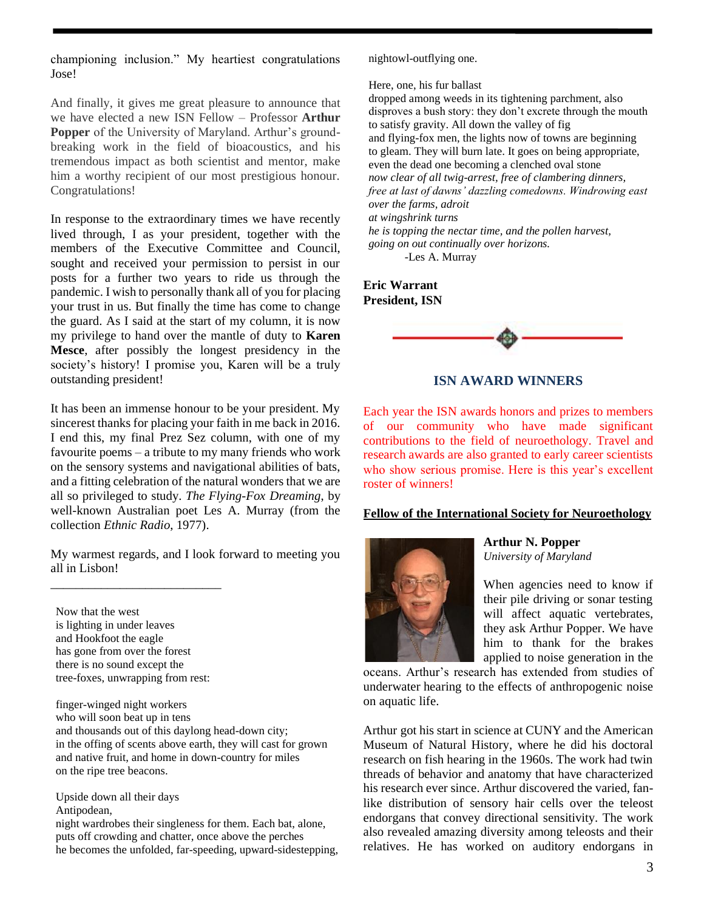championing inclusion." My heartiest congratulations Jose!

And finally, it gives me great pleasure to announce that we have elected a new ISN Fellow – Professor **Arthur Popper** of the University of Maryland. Arthur's ground-breaking work in the field of bioacoustics, and his tremendous impact as both scientist and mentor, make him a worthy recipient of our most prestigious honour. Congratulations!

In response to the extraordinary times we have recently lived through, I as your president, together with the members of the Executive Committee and Council, sought and received your permission to persist in our posts for a further two years to ride us through the pandemic. I wish to personally thank all of you for placing your trust in us. But finally the time has come to change the guard. As I said at the start of my column, it is now my privilege to hand over the mantle of duty to **Karen Mesce**, after possibly the longest presidency in the society's history! I promise you, Karen will be a truly outstanding president!

It has been an immense honour to be your president. My sincerest thanks for placing your faith in me back in 2016. I end this, my final Prez Sez column, with one of my favourite poems – a tribute to my many friends who work on the sensory systems and navigational abilities of bats, and a fitting celebration of the natural wonders that we are all so privileged to study. *The Flying-Fox Dreaming*, by well-known Australian poet Les A. Murray (from the collection *Ethnic Radio*, 1977).

My warmest regards, and I look forward to meeting you all in Lisbon!

---

Now that the west
is lighting in under leaves
and Hookfoot the eagle
has gone from over the forest
there is no sound except the
tree-foxes, unwrapping from rest:

finger-winged night workers
who will soon beat up in tens
and thousands out of this daylong head-down city;
in the offing of scents above earth, they will cast for grown
and native fruit, and home in down-country for miles
on the ripe tree beacons.

Upside down all their days
Antipodean,
night wardrobes their singleness for them. Each bat, alone,
puts off crowding and chatter, once above the perches
he becomes the unfolded, far-speeding, upward-sidestepping,
nightowl-outflying one.

Here, one, his fur ballast
dropped among weeds in its tightening parchment, also
disproves a bush story: they don't excrete through the mouth
to satisfy gravity. All down the valley of fig
and flying-fox men, the lights now of towns are beginning
to gleam. They will burn late. It goes on being appropriate,
even the dead one becoming a clenched oval stone
*now clear of all twig-arrest, free of clambering dinners,*
*free at last of dawns' dazzling comedowns. Windrowing east*
*over the farms, adroit*
*at wingshrink turns*
*he is topping the nectar time, and the pollen harvest,*
*going on out continually over horizons.*

-Les A. Murray

**Eric Warrant**
**President, ISN**

## ISN AWARD WINNERS

Each year the ISN awards honors and prizes to members of our community who have made significant contributions to the field of neuroethology. Travel and research awards are also granted to early career scientists who show serious promise. Here is this year's excellent roster of winners!

### Fellow of the International Society for Neuroethology

**Arthur N. Popper**
*University of Maryland*

When agencies need to know if their pile driving or sonar testing will affect aquatic vertebrates, they ask Arthur Popper. We have him to thank for the brakes applied to noise generation in the oceans. Arthur's research has extended from studies of underwater hearing to the effects of anthropogenic noise on aquatic life.

Arthur got his start in science at CUNY and the American Museum of Natural History, where he did his doctoral research on fish hearing in the 1960s. The work had twin threads of behavior and anatomy that have characterized his research ever since. Arthur discovered the varied, fan-like distribution of sensory hair cells over the teleost endorgans that convey directional sensitivity. The work also revealed amazing diversity among teleosts and their relatives. He has worked on auditory endorgans in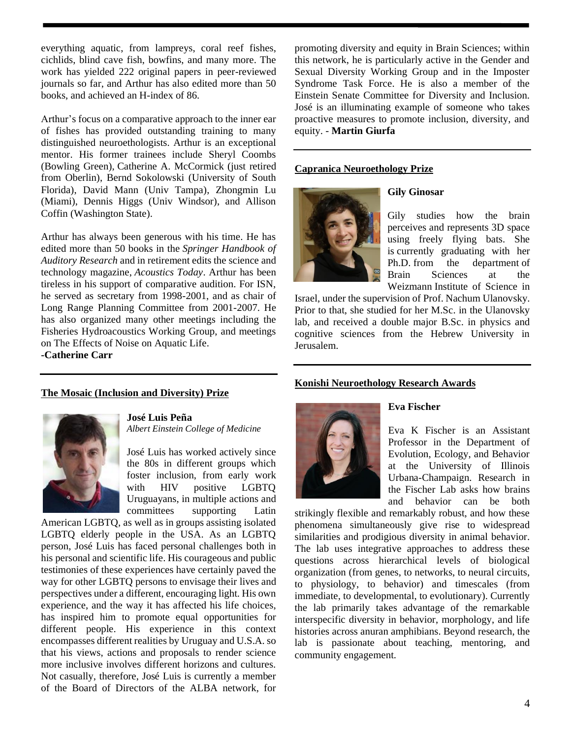everything aquatic, from lampreys, coral reef fishes, cichlids, blind cave fish, bowfins, and many more. The work has yielded 222 original papers in peer-reviewed journals so far, and Arthur has also edited more than 50 books, and achieved an H-index of 86.

Arthur's focus on a comparative approach to the inner ear of fishes has provided outstanding training to many distinguished neuroethologists. Arthur is an exceptional mentor. His former trainees include Sheryl Coombs (Bowling Green), Catherine A. McCormick (just retired from Oberlin), Bernd Sokolowski (University of South Florida), David Mann (Univ Tampa), Zhongmin Lu (Miami), Dennis Higgs (Univ Windsor), and Allison Coffin (Washington State).

Arthur has always been generous with his time. He has edited more than 50 books in the *Springer Handbook of Auditory Research* and in retirement edits the science and technology magazine, *Acoustics Today*. Arthur has been tireless in his support of comparative audition. For ISN, he served as secretary from 1998-2001, and as chair of Long Range Planning Committee from 2001-2007. He has also organized many other meetings including the Fisheries Hydroacoustics Working Group, and meetings on The Effects of Noise on Aquatic Life.
**-Catherine Carr**

## The Mosaic (Inclusion and Diversity) Prize

**José Luis Peña**
*Albert Einstein College of Medicine*

José Luis has worked actively since the 80s in different groups which foster inclusion, from early work with HIV positive LGBTQ Uruguayans, in multiple actions and committees supporting Latin American LGBTQ, as well as in groups assisting isolated LGBTQ elderly people in the USA. As an LGBTQ person, José Luis has faced personal challenges both in his personal and scientific life. His courageous and public testimonies of these experiences have certainly paved the way for other LGBTQ persons to envisage their lives and perspectives under a different, encouraging light. His own experience, and the way it has affected his life choices, has inspired him to promote equal opportunities for different people. His experience in this context encompasses different realities by Uruguay and U.S.A. so that his views, actions and proposals to render science more inclusive involves different horizons and cultures. Not casually, therefore, José Luis is currently a member of the Board of Directors of the ALBA network, for promoting diversity and equity in Brain Sciences; within this network, he is particularly active in the Gender and Sexual Diversity Working Group and in the Imposter Syndrome Task Force. He is also a member of the Einstein Senate Committee for Diversity and Inclusion. José is an illuminating example of someone who takes proactive measures to promote inclusion, diversity, and equity. - **Martin Giurfa**

## Capranica Neuroethology Prize

**Gily Ginosar**

Gily studies how the brain perceives and represents 3D space using freely flying bats. She is currently graduating with her Ph.D. from the department of Brain Sciences at the Weizmann Institute of Science in Israel, under the supervision of Prof. Nachum Ulanovsky. Prior to that, she studied for her M.Sc. in the Ulanovsky lab, and received a double major B.Sc. in physics and cognitive sciences from the Hebrew University in Jerusalem.

## Konishi Neuroethology Research Awards

**Eva Fischer**

Eva K Fischer is an Assistant Professor in the Department of Evolution, Ecology, and Behavior at the University of Illinois Urbana-Champaign. Research in the Fischer Lab asks how brains and behavior can be both strikingly flexible and remarkably robust, and how these phenomena simultaneously give rise to widespread similarities and prodigious diversity in animal behavior. The lab uses integrative approaches to address these questions across hierarchical levels of biological organization (from genes, to networks, to neural circuits, to physiology, to behavior) and timescales (from immediate, to developmental, to evolutionary). Currently the lab primarily takes advantage of the remarkable interspecific diversity in behavior, morphology, and life histories across anuran amphibians. Beyond research, the lab is passionate about teaching, mentoring, and community engagement.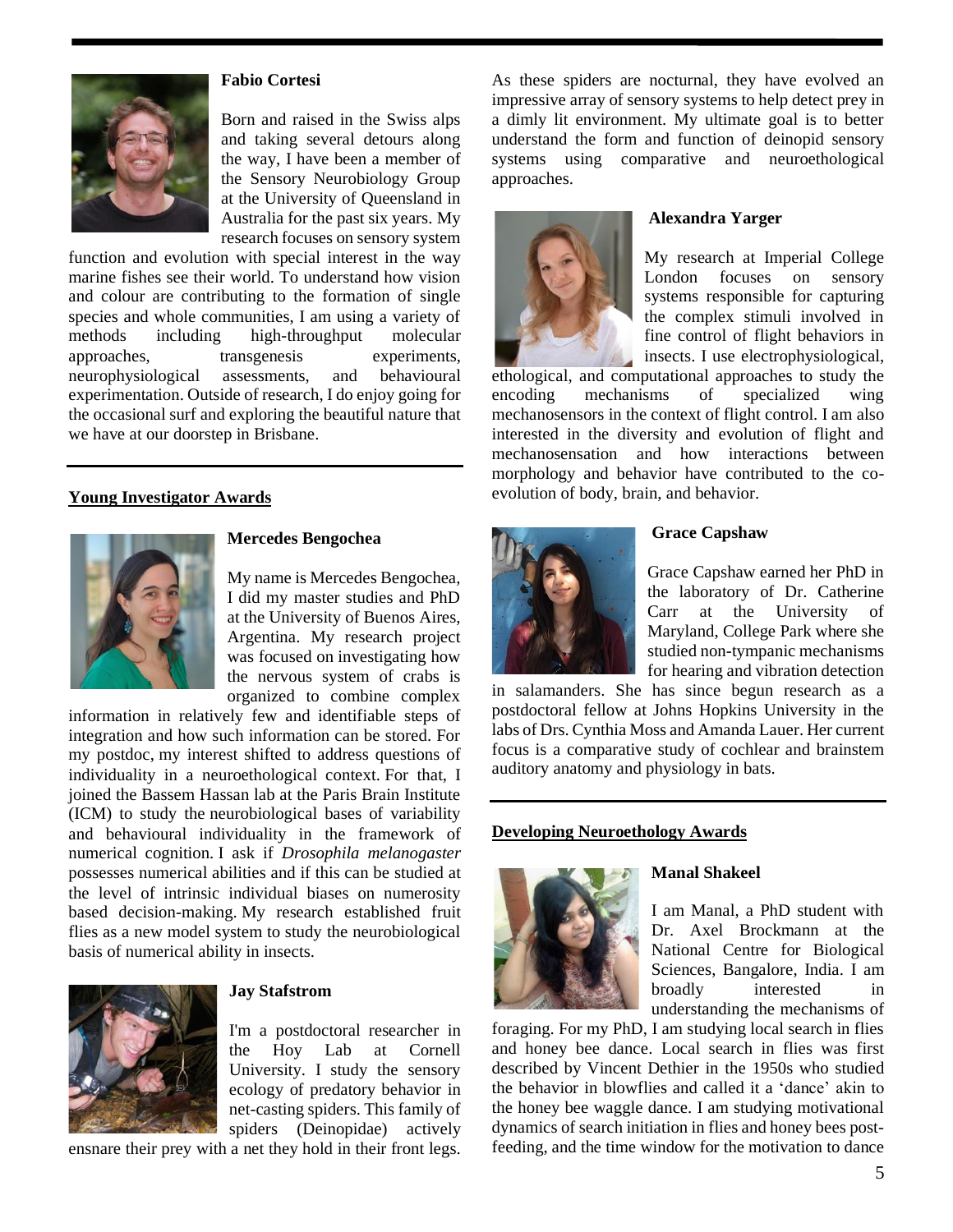**Fabio Cortesi**

Born and raised in the Swiss alps and taking several detours along the way, I have been a member of the Sensory Neurobiology Group at the University of Queensland in Australia for the past six years. My research focuses on sensory system function and evolution with special interest in the way marine fishes see their world. To understand how vision and colour are contributing to the formation of single species and whole communities, I am using a variety of methods including high-throughput molecular approaches, transgenesis experiments, neurophysiological assessments, and behavioural experimentation. Outside of research, I do enjoy going for the occasional surf and exploring the beautiful nature that we have at our doorstep in Brisbane.

## Young Investigator Awards

**Mercedes Bengochea**

My name is Mercedes Bengochea, I did my master studies and PhD at the University of Buenos Aires, Argentina. My research project was focused on investigating how the nervous system of crabs is organized to combine complex information in relatively few and identifiable steps of integration and how such information can be stored. For my postdoc, my interest shifted to address questions of individuality in a neuroethological context. For that, I joined the Bassem Hassan lab at the Paris Brain Institute (ICM) to study the neurobiological bases of variability and behavioural individuality in the framework of numerical cognition. I ask if *Drosophila melanogaster* possesses numerical abilities and if this can be studied at the level of intrinsic individual biases on numerosity based decision-making. My research established fruit flies as a new model system to study the neurobiological basis of numerical ability in insects.

**Jay Stafstrom**

I'm a postdoctoral researcher in the Hoy Lab at Cornell University. I study the sensory ecology of predatory behavior in net-casting spiders. This family of spiders (Deinopidae) actively ensnare their prey with a net they hold in their front legs. As these spiders are nocturnal, they have evolved an impressive array of sensory systems to help detect prey in a dimly lit environment. My ultimate goal is to better understand the form and function of deinopid sensory systems using comparative and neuroethological approaches.

**Alexandra Yarger**

My research at Imperial College London focuses on sensory systems responsible for capturing the complex stimuli involved in fine control of flight behaviors in insects. I use electrophysiological, ethological, and computational approaches to study the encoding mechanisms of specialized wing mechanosensors in the context of flight control. I am also interested in the diversity and evolution of flight and mechanosensation and how interactions between morphology and behavior have contributed to the co-evolution of body, brain, and behavior.

**Grace Capshaw**

Grace Capshaw earned her PhD in the laboratory of Dr. Catherine Carr at the University of Maryland, College Park where she studied non-tympanic mechanisms for hearing and vibration detection in salamanders. She has since begun research as a postdoctoral fellow at Johns Hopkins University in the labs of Drs. Cynthia Moss and Amanda Lauer. Her current focus is a comparative study of cochlear and brainstem auditory anatomy and physiology in bats.

## Developing Neuroethology Awards

**Manal Shakeel**

I am Manal, a PhD student with Dr. Axel Brockmann at the National Centre for Biological Sciences, Bangalore, India. I am broadly interested in understanding the mechanisms of foraging. For my PhD, I am studying local search in flies and honey bee dance. Local search in flies was first described by Vincent Dethier in the 1950s who studied the behavior in blowflies and called it a 'dance' akin to the honey bee waggle dance. I am studying motivational dynamics of search initiation in flies and honey bees post-feeding, and the time window for the motivation to dance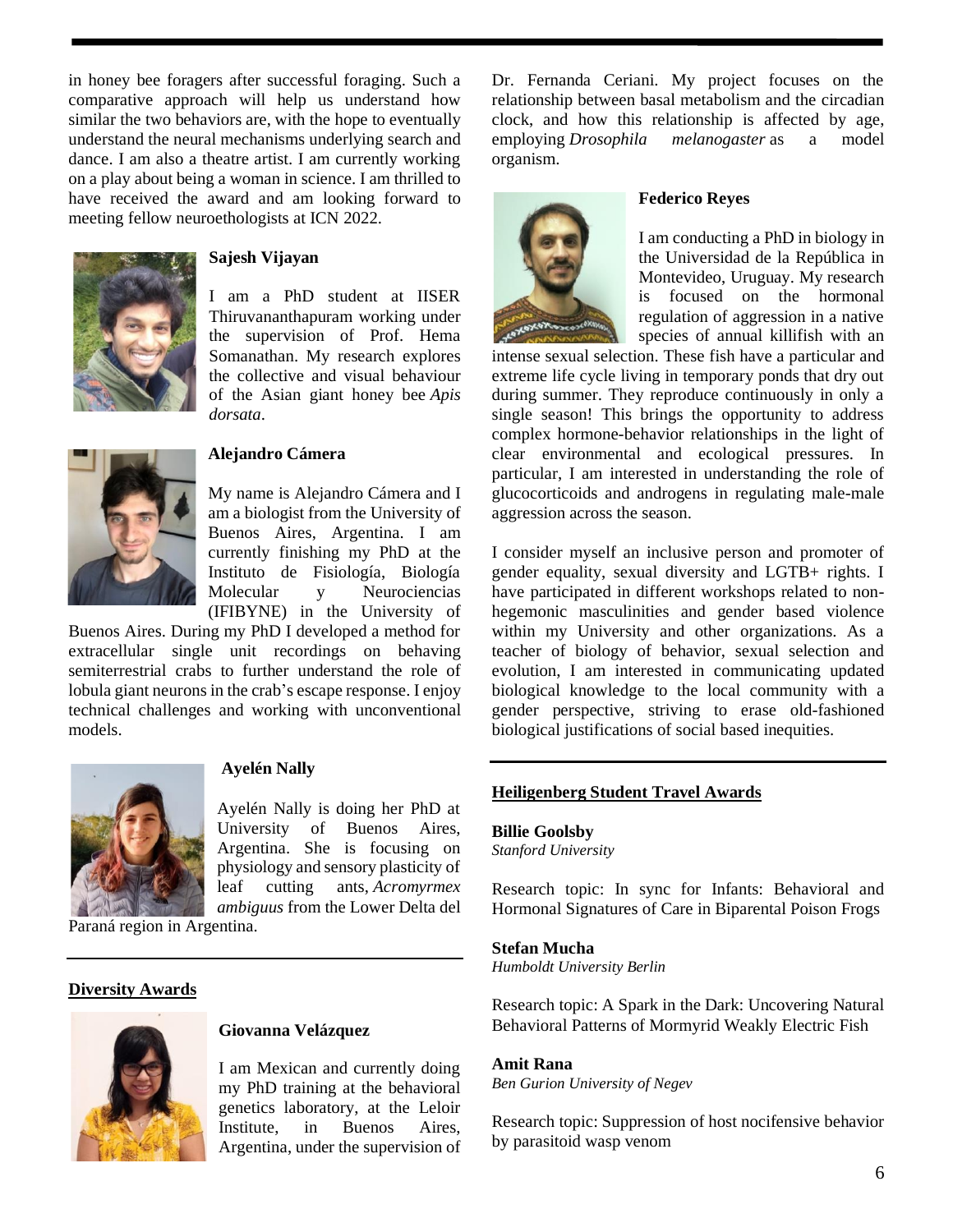in honey bee foragers after successful foraging. Such a comparative approach will help us understand how similar the two behaviors are, with the hope to eventually understand the neural mechanisms underlying search and dance. I am also a theatre artist. I am currently working on a play about being a woman in science. I am thrilled to have received the award and am looking forward to meeting fellow neuroethologists at ICN 2022.

**Sajesh Vijayan**

I am a PhD student at IISER Thiruvananthapuram working under the supervision of Prof. Hema Somanathan. My research explores the collective and visual behaviour of the Asian giant honey bee *Apis dorsata*.

**Alejandro Cámera**

My name is Alejandro Cámera and I am a biologist from the University of Buenos Aires, Argentina. I am currently finishing my PhD at the Instituto de Fisiología, Biología Molecular y Neurociencias (IFIBYNE) in the University of Buenos Aires. During my PhD I developed a method for extracellular single unit recordings on behaving semiterrestrial crabs to further understand the role of lobula giant neurons in the crab's escape response. I enjoy technical challenges and working with unconventional models.

**Ayelén Nally**

Ayelén Nally is doing her PhD at University of Buenos Aires, Argentina. She is focusing on physiology and sensory plasticity of leaf cutting ants, *Acromyrmex ambiguus* from the Lower Delta del Paraná region in Argentina.

---

## Diversity Awards

**Giovanna Velázquez**

I am Mexican and currently doing my PhD training at the behavioral genetics laboratory, at the Leloir Institute, in Buenos Aires, Argentina, under the supervision of Dr. Fernanda Ceriani. My project focuses on the relationship between basal metabolism and the circadian clock, and how this relationship is affected by age, employing *Drosophila melanogaster* as a model organism.

**Federico Reyes**

I am conducting a PhD in biology in the Universidad de la República in Montevideo, Uruguay. My research is focused on the hormonal regulation of aggression in a native species of annual killifish with an intense sexual selection. These fish have a particular and extreme life cycle living in temporary ponds that dry out during summer. They reproduce continuously in only a single season! This brings the opportunity to address complex hormone-behavior relationships in the light of clear environmental and ecological pressures. In particular, I am interested in understanding the role of glucocorticoids and androgens in regulating male-male aggression across the season.

I consider myself an inclusive person and promoter of gender equality, sexual diversity and LGTB+ rights. I have participated in different workshops related to non-hegemonic masculinities and gender based violence within my University and other organizations. As a teacher of biology of behavior, sexual selection and evolution, I am interested in communicating updated biological knowledge to the local community with a gender perspective, striving to erase old-fashioned biological justifications of social based inequities.

---

## Heiligenberg Student Travel Awards

**Billie Goolsby**
*Stanford University*

Research topic: In sync for Infants: Behavioral and Hormonal Signatures of Care in Biparental Poison Frogs

**Stefan Mucha**
*Humboldt University Berlin*

Research topic: A Spark in the Dark: Uncovering Natural Behavioral Patterns of Mormyrid Weakly Electric Fish

**Amit Rana**
*Ben Gurion University of Negev*

Research topic: Suppression of host nocifensive behavior by parasitoid wasp venom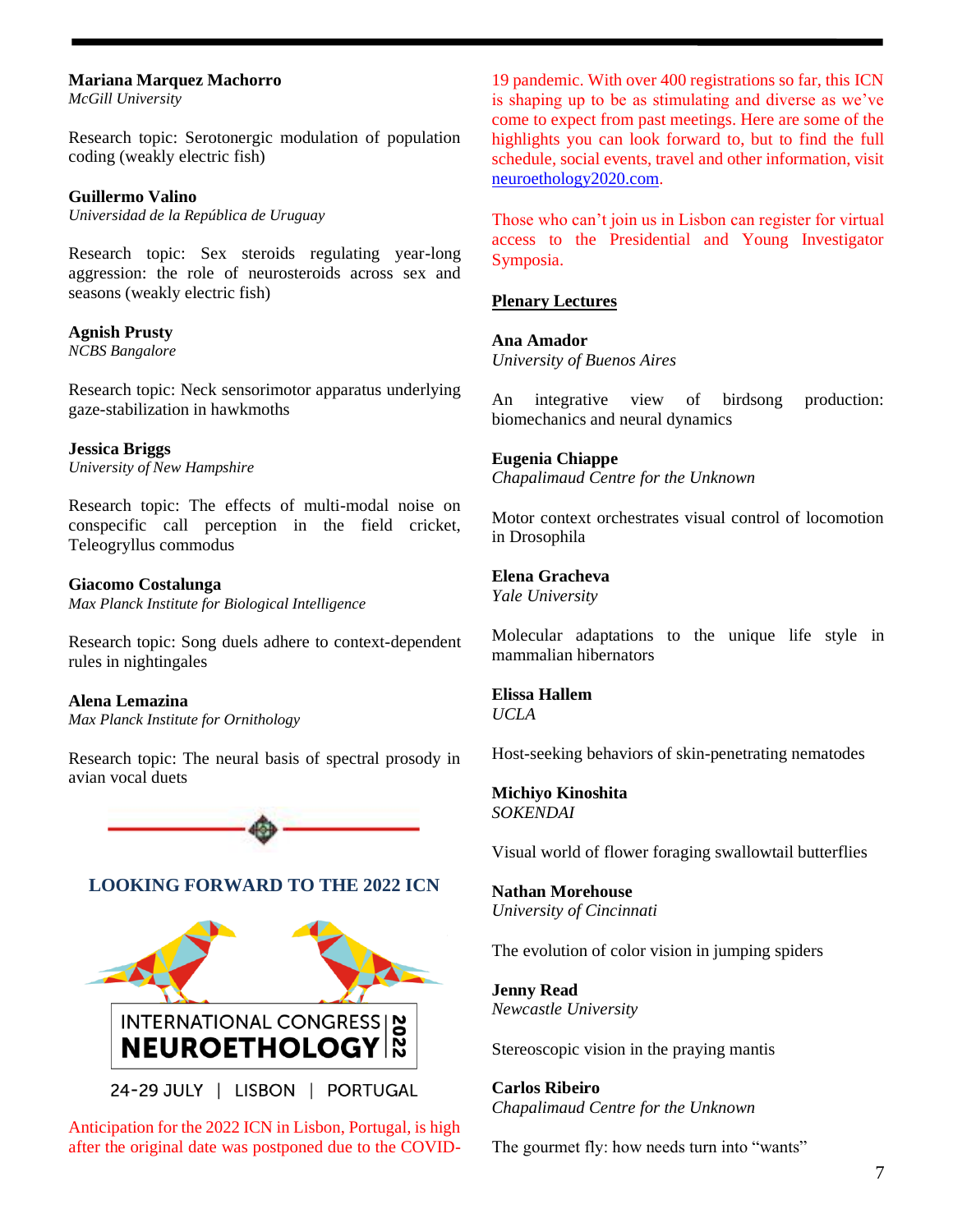**Mariana Marquez Machorro**
*McGill University*

Research topic: Serotonergic modulation of population coding (weakly electric fish)

**Guillermo Valino**
*Universidad de la República de Uruguay*

Research topic: Sex steroids regulating year-long aggression: the role of neurosteroids across sex and seasons (weakly electric fish)

**Agnish Prusty**
*NCBS Bangalore*

Research topic: Neck sensorimotor apparatus underlying gaze-stabilization in hawkmoths

**Jessica Briggs**
*University of New Hampshire*

Research topic: The effects of multi-modal noise on conspecific call perception in the field cricket, Teleogryllus commodus

**Giacomo Costalunga**
*Max Planck Institute for Biological Intelligence*

Research topic: Song duels adhere to context-dependent rules in nightingales

**Alena Lemazina**
*Max Planck Institute for Ornithology*

Research topic: The neural basis of spectral prosody in avian vocal duets

## LOOKING FORWARD TO THE 2022 ICN

INTERNATIONAL CONGRESS NEUROETHOLOGY 2022

24-29 JULY | LISBON | PORTUGAL

Anticipation for the 2022 ICN in Lisbon, Portugal, is high after the original date was postponed due to the COVID-19 pandemic. With over 400 registrations so far, this ICN is shaping up to be as stimulating and diverse as we've come to expect from past meetings. Here are some of the highlights you can look forward to, but to find the full schedule, social events, travel and other information, visit neuroethology2020.com.

Those who can't join us in Lisbon can register for virtual access to the Presidential and Young Investigator Symposia.

### Plenary Lectures

**Ana Amador**
*University of Buenos Aires*

An integrative view of birdsong production: biomechanics and neural dynamics

**Eugenia Chiappe**
*Chapalimaud Centre for the Unknown*

Motor context orchestrates visual control of locomotion in Drosophila

**Elena Gracheva**
*Yale University*

Molecular adaptations to the unique life style in mammalian hibernators

**Elissa Hallem**
*UCLA*

Host-seeking behaviors of skin-penetrating nematodes

**Michiyo Kinoshita**
*SOKENDAI*

Visual world of flower foraging swallowtail butterflies

**Nathan Morehouse**
*University of Cincinnati*

The evolution of color vision in jumping spiders

**Jenny Read**
*Newcastle University*

Stereoscopic vision in the praying mantis

**Carlos Ribeiro**
*Chapalimaud Centre for the Unknown*

The gourmet fly: how needs turn into "wants"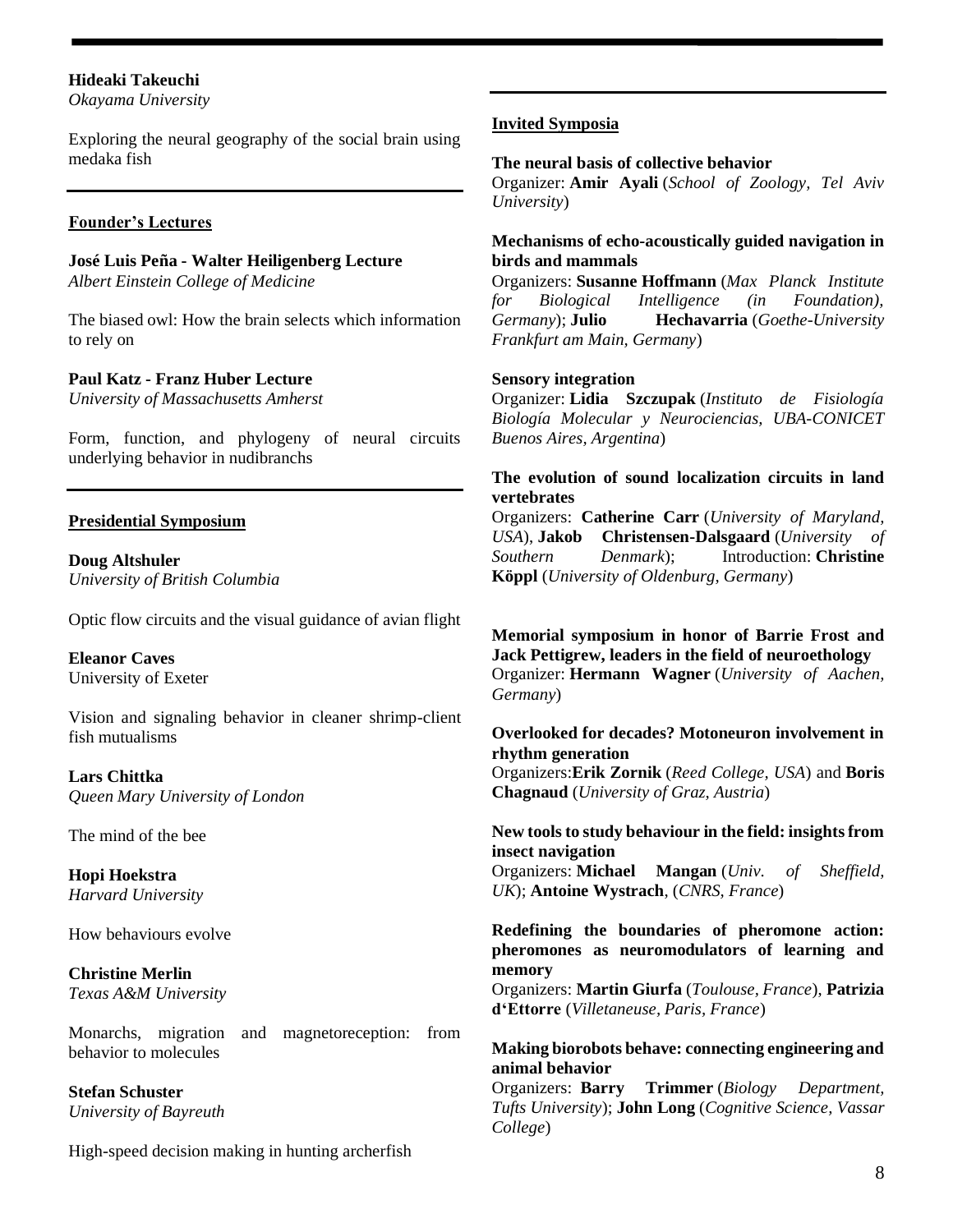**Hideaki Takeuchi**
*Okayama University*

Exploring the neural geography of the social brain using medaka fish

---

## Founder's Lectures

**José Luis Peña - Walter Heiligenberg Lecture**
*Albert Einstein College of Medicine*

The biased owl: How the brain selects which information to rely on

**Paul Katz - Franz Huber Lecture**
*University of Massachusetts Amherst*

Form, function, and phylogeny of neural circuits underlying behavior in nudibranchs

---

## Presidential Symposium

**Doug Altshuler**
*University of British Columbia*

Optic flow circuits and the visual guidance of avian flight

**Eleanor Caves**
University of Exeter

Vision and signaling behavior in cleaner shrimp-client fish mutualisms

**Lars Chittka**
*Queen Mary University of London*

The mind of the bee

**Hopi Hoekstra**
*Harvard University*

How behaviours evolve

**Christine Merlin**
*Texas A&M University*

Monarchs, migration and magnetoreception: from behavior to molecules

**Stefan Schuster**
*University of Bayreuth*

High-speed decision making in hunting archerfish

---

## Invited Symposia

**The neural basis of collective behavior**
Organizer: **Amir Ayali** (*School of Zoology, Tel Aviv University*)

**Mechanisms of echo-acoustically guided navigation in birds and mammals**
Organizers: **Susanne Hoffmann** (*Max Planck Institute for Biological Intelligence (in Foundation), Germany*); **Julio Hechavarria** (*Goethe-University Frankfurt am Main, Germany*)

**Sensory integration**
Organizer: **Lidia Szczupak** (*Instituto de Fisiología Biología Molecular y Neurociencias, UBA-CONICET Buenos Aires, Argentina*)

**The evolution of sound localization circuits in land vertebrates**
Organizers: **Catherine Carr** (*University of Maryland, USA*), **Jakob Christensen-Dalsgaard** (*University of Southern Denmark*); Introduction: **Christine Köppl** (*University of Oldenburg, Germany*)

**Memorial symposium in honor of Barrie Frost and Jack Pettigrew, leaders in the field of neuroethology**
Organizer: **Hermann Wagner** (*University of Aachen, Germany*)

**Overlooked for decades? Motoneuron involvement in rhythm generation**
Organizers:**Erik Zornik** (*Reed College, USA*) and **Boris Chagnaud** (*University of Graz, Austria*)

**New tools to study behaviour in the field: insights from insect navigation**
Organizers: **Michael Mangan** (*Univ. of Sheffield, UK*); **Antoine Wystrach**, (*CNRS, France*)

**Redefining the boundaries of pheromone action: pheromones as neuromodulators of learning and memory**
Organizers: **Martin Giurfa** (*Toulouse, France*), **Patrizia d'Ettorre** (*Villetaneuse, Paris, France*)

**Making biorobots behave: connecting engineering and animal behavior**
Organizers: **Barry Trimmer** (*Biology Department, Tufts University*); **John Long** (*Cognitive Science, Vassar College*)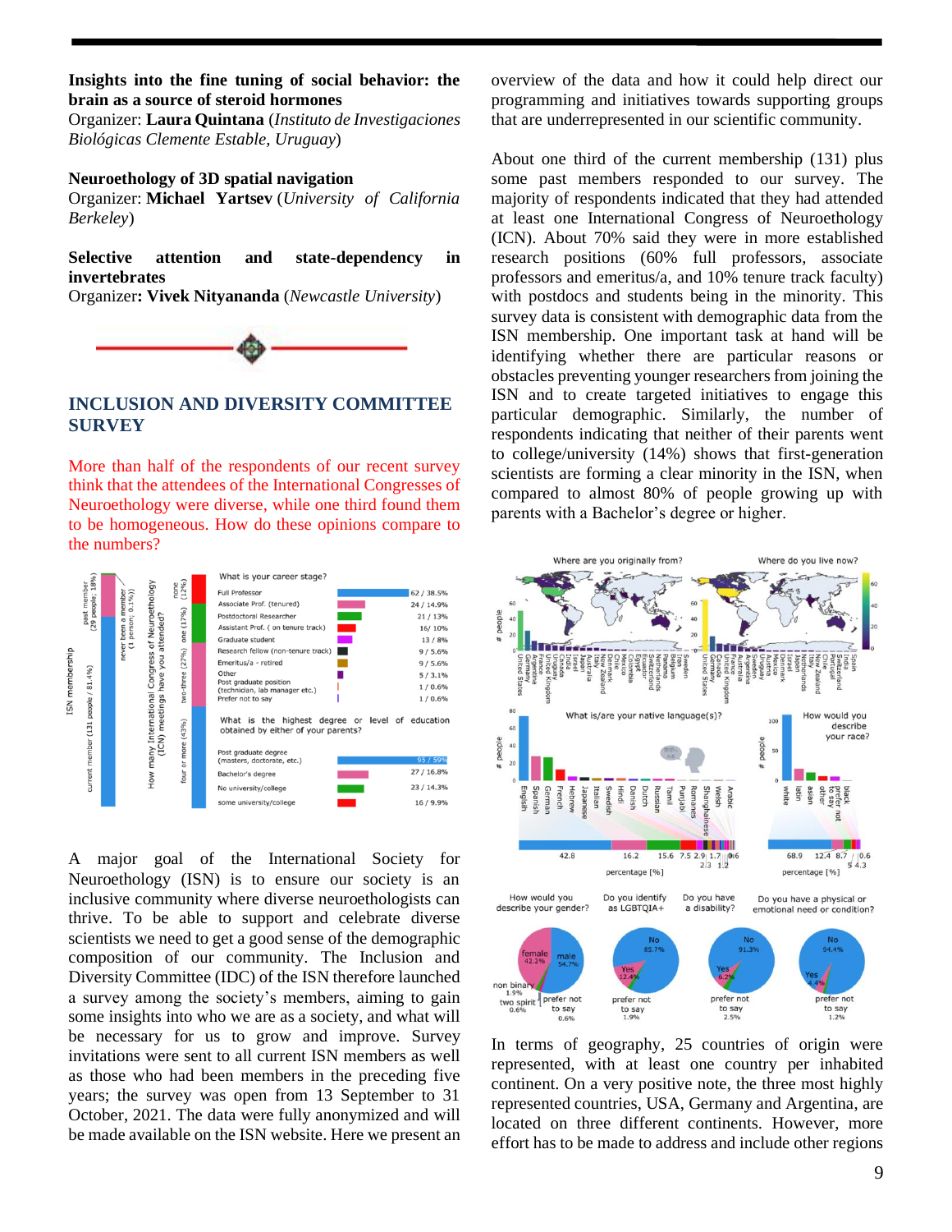**Insights into the fine tuning of social behavior: the brain as a source of steroid hormones**
Organizer: **Laura Quintana** (*Instituto de Investigaciones Biológicas Clemente Estable, Uruguay*)

**Neuroethology of 3D spatial navigation**
Organizer: **Michael Yartsev** (*University of California Berkeley*)

**Selective attention and state-dependency in invertebrates**
Organizer**: Vivek Nityananda** (*Newcastle University*)

## INCLUSION AND DIVERSITY COMMITTEE SURVEY

More than half of the respondents of our recent survey think that the attendees of the International Congresses of Neuroethology were diverse, while one third found them to be homogeneous. How do these opinions compare to the numbers?

A major goal of the International Society for Neuroethology (ISN) is to ensure our society is an inclusive community where diverse neuroethologists can thrive. To be able to support and celebrate diverse scientists we need to get a good sense of the demographic composition of our community. The Inclusion and Diversity Committee (IDC) of the ISN therefore launched a survey among the society's members, aiming to gain some insights into who we are as a society, and what will be necessary for us to grow and improve. Survey invitations were sent to all current ISN members as well as those who had been members in the preceding five years; the survey was open from 13 September to 31 October, 2021. The data were fully anonymized and will be made available on the ISN website. Here we present an overview of the data and how it could help direct our programming and initiatives towards supporting groups that are underrepresented in our scientific community.

About one third of the current membership (131) plus some past members responded to our survey. The majority of respondents indicated that they had attended at least one International Congress of Neuroethology (ICN). About 70% said they were in more established research positions (60% full professors, associate professors and emeritus/a, and 10% tenure track faculty) with postdocs and students being in the minority. This survey data is consistent with demographic data from the ISN membership. One important task at hand will be identifying whether there are particular reasons or obstacles preventing younger researchers from joining the ISN and to create targeted initiatives to engage this particular demographic. Similarly, the number of respondents indicating that neither of their parents went to college/university (14%) shows that first-generation scientists are forming a clear minority in the ISN, when compared to almost 80% of people growing up with parents with a Bachelor's degree or higher.

In terms of geography, 25 countries of origin were represented, with at least one country per inhabited continent. On a very positive note, the three most highly represented countries, USA, Germany and Argentina, are located on three different continents. However, more effort has to be made to address and include other regions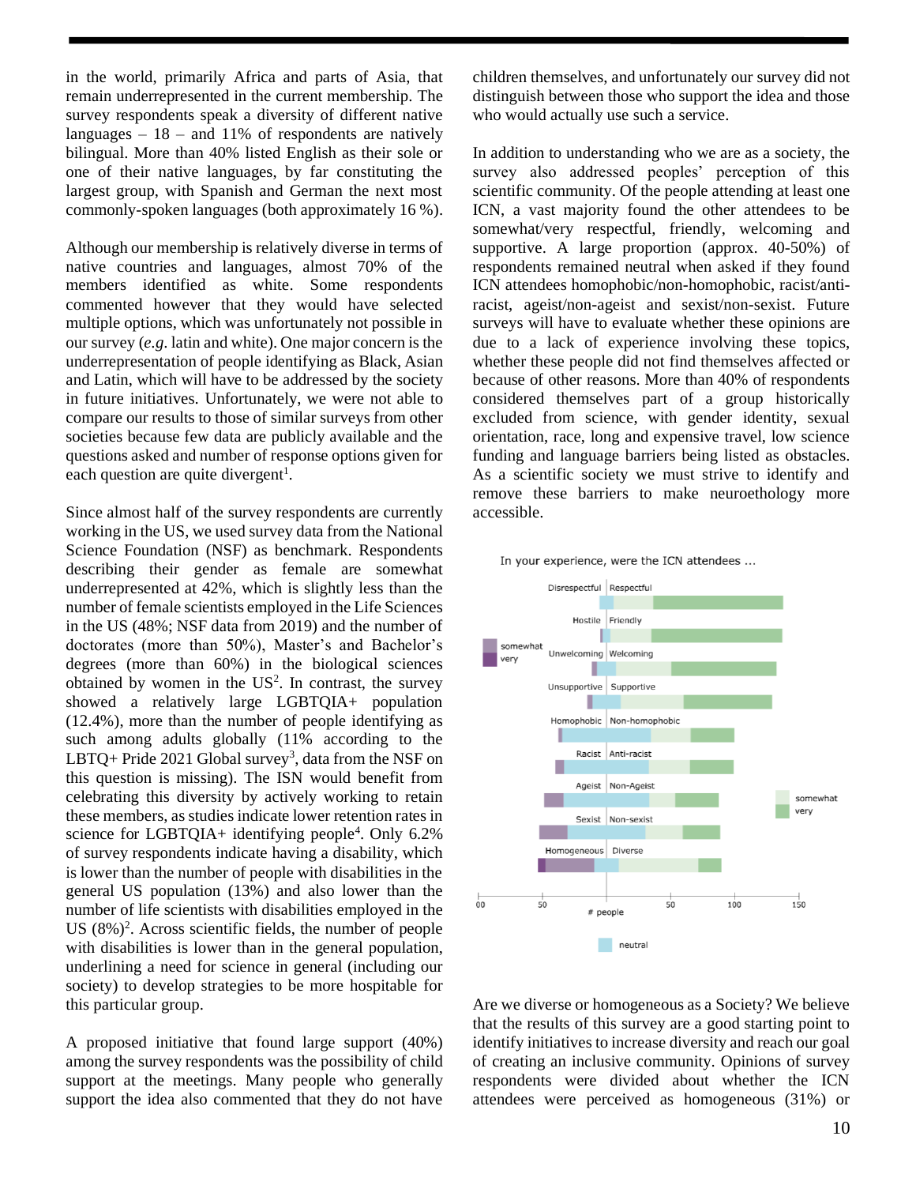in the world, primarily Africa and parts of Asia, that remain underrepresented in the current membership. The survey respondents speak a diversity of different native languages – 18 – and 11% of respondents are natively bilingual. More than 40% listed English as their sole or one of their native languages, by far constituting the largest group, with Spanish and German the next most commonly-spoken languages (both approximately 16 %).

Although our membership is relatively diverse in terms of native countries and languages, almost 70% of the members identified as white. Some respondents commented however that they would have selected multiple options, which was unfortunately not possible in our survey (*e.g.* latin and white). One major concern is the underrepresentation of people identifying as Black, Asian and Latin, which will have to be addressed by the society in future initiatives. Unfortunately, we were not able to compare our results to those of similar surveys from other societies because few data are publicly available and the questions asked and number of response options given for each question are quite divergent[1].

Since almost half of the survey respondents are currently working in the US, we used survey data from the National Science Foundation (NSF) as benchmark. Respondents describing their gender as female are somewhat underrepresented at 42%, which is slightly less than the number of female scientists employed in the Life Sciences in the US (48%; NSF data from 2019) and the number of doctorates (more than 50%), Master's and Bachelor's degrees (more than 60%) in the biological sciences obtained by women in the US[2]. In contrast, the survey showed a relatively large LGBTQIA+ population (12.4%), more than the number of people identifying as such among adults globally (11% according to the LBTQ+ Pride 2021 Global survey[3], data from the NSF on this question is missing). The ISN would benefit from celebrating this diversity by actively working to retain these members, as studies indicate lower retention rates in science for LGBTQIA+ identifying people[4]. Only 6.2% of survey respondents indicate having a disability, which is lower than the number of people with disabilities in the general US population (13%) and also lower than the number of life scientists with disabilities employed in the US (8%)[2]. Across scientific fields, the number of people with disabilities is lower than in the general population, underlining a need for science in general (including our society) to develop strategies to be more hospitable for this particular group.

A proposed initiative that found large support (40%) among the survey respondents was the possibility of child support at the meetings. Many people who generally support the idea also commented that they do not have children themselves, and unfortunately our survey did not distinguish between those who support the idea and those who would actually use such a service.

In addition to understanding who we are as a society, the survey also addressed peoples' perception of this scientific community. Of the people attending at least one ICN, a vast majority found the other attendees to be somewhat/very respectful, friendly, welcoming and supportive. A large proportion (approx. 40-50%) of respondents remained neutral when asked if they found ICN attendees homophobic/non-homophobic, racist/anti-racist, ageist/non-ageist and sexist/non-sexist. Future surveys will have to evaluate whether these opinions are due to a lack of experience involving these topics, whether these people did not find themselves affected or because of other reasons. More than 40% of respondents considered themselves part of a group historically excluded from science, with gender identity, sexual orientation, race, long and expensive travel, low science funding and language barriers being listed as obstacles. As a scientific society we must strive to identify and remove these barriers to make neuroethology more accessible.

In your experience, were the ICN attendees ...

Are we diverse or homogeneous as a Society? We believe that the results of this survey are a good starting point to identify initiatives to increase diversity and reach our goal of creating an inclusive community. Opinions of survey respondents were divided about whether the ICN attendees were perceived as homogeneous (31%) or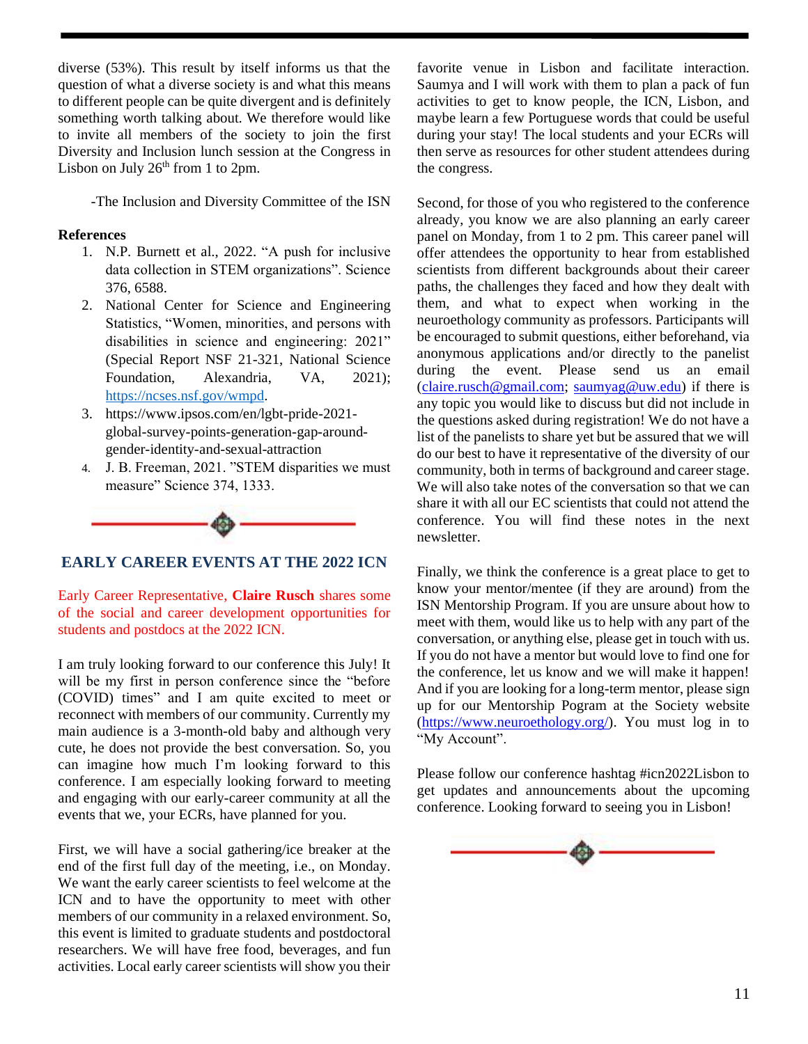diverse (53%). This result by itself informs us that the question of what a diverse society is and what this means to different people can be quite divergent and is definitely something worth talking about. We therefore would like to invite all members of the society to join the first Diversity and Inclusion lunch session at the Congress in Lisbon on July 26th from 1 to 2pm.

-The Inclusion and Diversity Committee of the ISN

**References**

1. N.P. Burnett et al., 2022. "A push for inclusive data collection in STEM organizations". Science 376, 6588.
2. National Center for Science and Engineering Statistics, "Women, minorities, and persons with disabilities in science and engineering: 2021" (Special Report NSF 21-321, National Science Foundation, Alexandria, VA, 2021); https://ncses.nsf.gov/wmpd.
3. https://www.ipsos.com/en/lgbt-pride-2021-global-survey-points-generation-gap-around-gender-identity-and-sexual-attraction
4. J. B. Freeman, 2021. "STEM disparities we must measure" Science 374, 1333.

## EARLY CAREER EVENTS AT THE 2022 ICN

Early Career Representative, **Claire Rusch** shares some of the social and career development opportunities for students and postdocs at the 2022 ICN.

I am truly looking forward to our conference this July! It will be my first in person conference since the "before (COVID) times" and I am quite excited to meet or reconnect with members of our community. Currently my main audience is a 3-month-old baby and although very cute, he does not provide the best conversation. So, you can imagine how much I'm looking forward to this conference. I am especially looking forward to meeting and engaging with our early-career community at all the events that we, your ECRs, have planned for you.

First, we will have a social gathering/ice breaker at the end of the first full day of the meeting, i.e., on Monday. We want the early career scientists to feel welcome at the ICN and to have the opportunity to meet with other members of our community in a relaxed environment. So, this event is limited to graduate students and postdoctoral researchers. We will have free food, beverages, and fun activities. Local early career scientists will show you their favorite venue in Lisbon and facilitate interaction. Saumya and I will work with them to plan a pack of fun activities to get to know people, the ICN, Lisbon, and maybe learn a few Portuguese words that could be useful during your stay! The local students and your ECRs will then serve as resources for other student attendees during the congress.

Second, for those of you who registered to the conference already, you know we are also planning an early career panel on Monday, from 1 to 2 pm. This career panel will offer attendees the opportunity to hear from established scientists from different backgrounds about their career paths, the challenges they faced and how they dealt with them, and what to expect when working in the neuroethology community as professors. Participants will be encouraged to submit questions, either beforehand, via anonymous applications and/or directly to the panelist during the event. Please send us an email (claire.rusch@gmail.com; saumyag@uw.edu) if there is any topic you would like to discuss but did not include in the questions asked during registration! We do not have a list of the panelists to share yet but be assured that we will do our best to have it representative of the diversity of our community, both in terms of background and career stage. We will also take notes of the conversation so that we can share it with all our EC scientists that could not attend the conference. You will find these notes in the next newsletter.

Finally, we think the conference is a great place to get to know your mentor/mentee (if they are around) from the ISN Mentorship Program. If you are unsure about how to meet with them, would like us to help with any part of the conversation, or anything else, please get in touch with us. If you do not have a mentor but would love to find one for the conference, let us know and we will make it happen! And if you are looking for a long-term mentor, please sign up for our Mentorship Pogram at the Society website (https://www.neuroethology.org/). You must log in to "My Account".

Please follow our conference hashtag #icn2022Lisbon to get updates and announcements about the upcoming conference. Looking forward to seeing you in Lisbon!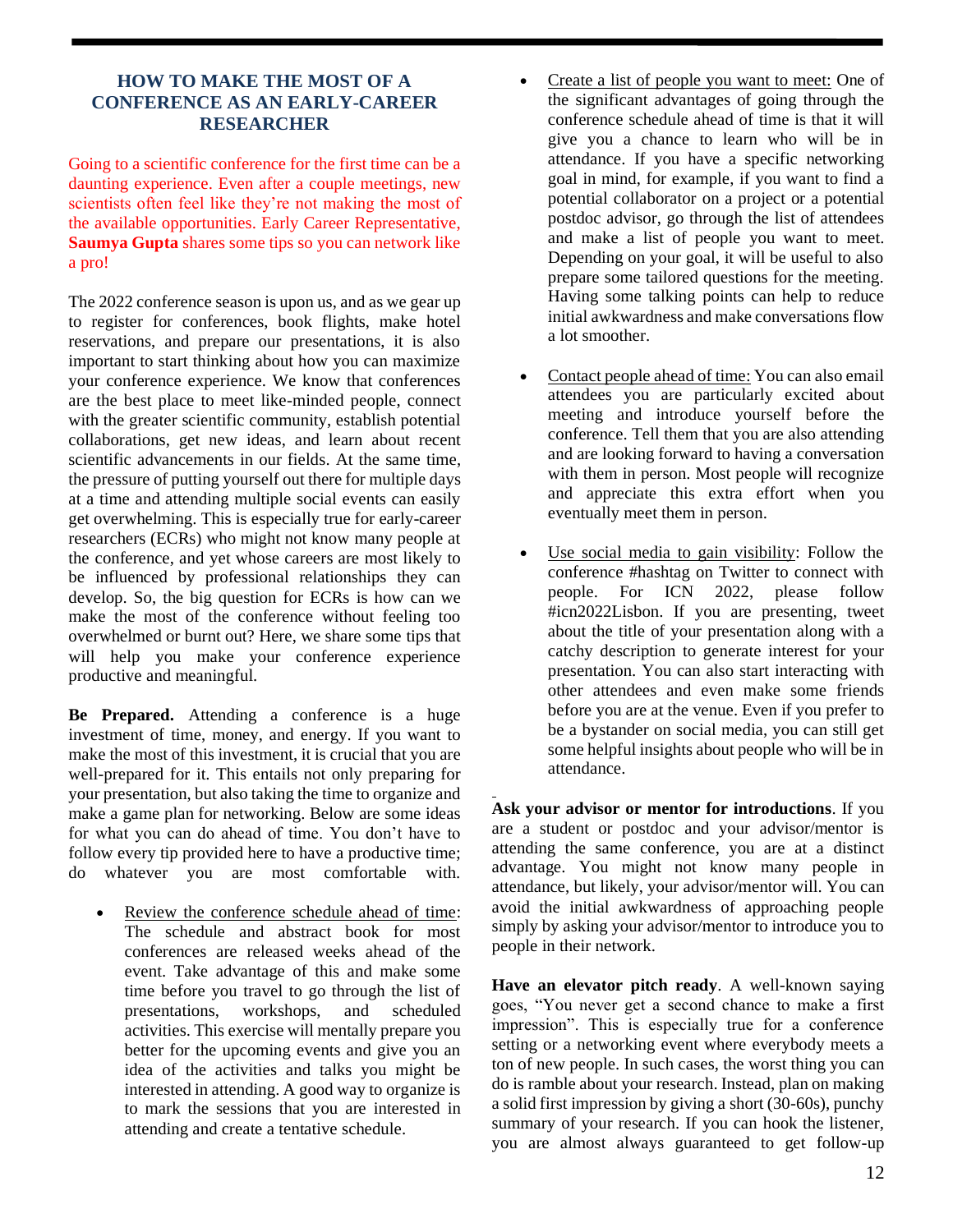## HOW TO MAKE THE MOST OF A CONFERENCE AS AN EARLY-CAREER RESEARCHER

Going to a scientific conference for the first time can be a daunting experience. Even after a couple meetings, new scientists often feel like they're not making the most of the available opportunities. Early Career Representative, **Saumya Gupta** shares some tips so you can network like a pro!

The 2022 conference season is upon us, and as we gear up to register for conferences, book flights, make hotel reservations, and prepare our presentations, it is also important to start thinking about how you can maximize your conference experience. We know that conferences are the best place to meet like-minded people, connect with the greater scientific community, establish potential collaborations, get new ideas, and learn about recent scientific advancements in our fields. At the same time, the pressure of putting yourself out there for multiple days at a time and attending multiple social events can easily get overwhelming. This is especially true for early-career researchers (ECRs) who might not know many people at the conference, and yet whose careers are most likely to be influenced by professional relationships they can develop. So, the big question for ECRs is how can we make the most of the conference without feeling too overwhelmed or burnt out? Here, we share some tips that will help you make your conference experience productive and meaningful.

**Be Prepared.** Attending a conference is a huge investment of time, money, and energy. If you want to make the most of this investment, it is crucial that you are well-prepared for it. This entails not only preparing for your presentation, but also taking the time to organize and make a game plan for networking. Below are some ideas for what you can do ahead of time. You don't have to follow every tip provided here to have a productive time; do whatever you are most comfortable with.

- Review the conference schedule ahead of time: The schedule and abstract book for most conferences are released weeks ahead of the event. Take advantage of this and make some time before you travel to go through the list of presentations, workshops, and scheduled activities. This exercise will mentally prepare you better for the upcoming events and give you an idea of the activities and talks you might be interested in attending. A good way to organize is to mark the sessions that you are interested in attending and create a tentative schedule.
- Create a list of people you want to meet: One of the significant advantages of going through the conference schedule ahead of time is that it will give you a chance to learn who will be in attendance. If you have a specific networking goal in mind, for example, if you want to find a potential collaborator on a project or a potential postdoc advisor, go through the list of attendees and make a list of people you want to meet. Depending on your goal, it will be useful to also prepare some tailored questions for the meeting. Having some talking points can help to reduce initial awkwardness and make conversations flow a lot smoother.
- Contact people ahead of time: You can also email attendees you are particularly excited about meeting and introduce yourself before the conference. Tell them that you are also attending and are looking forward to having a conversation with them in person. Most people will recognize and appreciate this extra effort when you eventually meet them in person.
- Use social media to gain visibility: Follow the conference #hashtag on Twitter to connect with people. For ICN 2022, please follow #icn2022Lisbon. If you are presenting, tweet about the title of your presentation along with a catchy description to generate interest for your presentation. You can also start interacting with other attendees and even make some friends before you are at the venue. Even if you prefer to be a bystander on social media, you can still get some helpful insights about people who will be in attendance.

**Ask your advisor or mentor for introductions**. If you are a student or postdoc and your advisor/mentor is attending the same conference, you are at a distinct advantage. You might not know many people in attendance, but likely, your advisor/mentor will. You can avoid the initial awkwardness of approaching people simply by asking your advisor/mentor to introduce you to people in their network.

**Have an elevator pitch ready**. A well-known saying goes, "You never get a second chance to make a first impression". This is especially true for a conference setting or a networking event where everybody meets a ton of new people. In such cases, the worst thing you can do is ramble about your research. Instead, plan on making a solid first impression by giving a short (30-60s), punchy summary of your research. If you can hook the listener, you are almost always guaranteed to get follow-up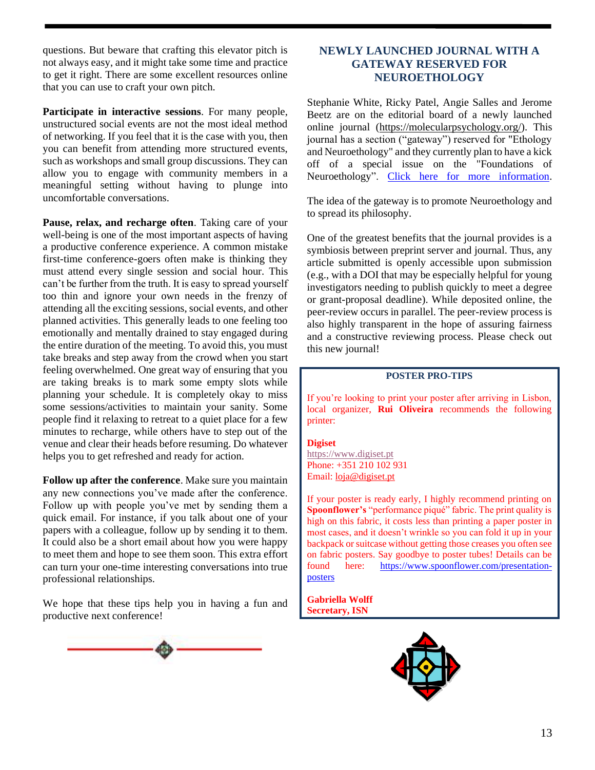questions. But beware that crafting this elevator pitch is not always easy, and it might take some time and practice to get it right. There are some excellent resources online that you can use to craft your own pitch.

**Participate in interactive sessions**. For many people, unstructured social events are not the most ideal method of networking. If you feel that it is the case with you, then you can benefit from attending more structured events, such as workshops and small group discussions. They can allow you to engage with community members in a meaningful setting without having to plunge into uncomfortable conversations.

**Pause, relax, and recharge often**. Taking care of your well-being is one of the most important aspects of having a productive conference experience. A common mistake first-time conference-goers often make is thinking they must attend every single session and social hour. This can't be further from the truth. It is easy to spread yourself too thin and ignore your own needs in the frenzy of attending all the exciting sessions, social events, and other planned activities. This generally leads to one feeling too emotionally and mentally drained to stay engaged during the entire duration of the meeting. To avoid this, you must take breaks and step away from the crowd when you start feeling overwhelmed. One great way of ensuring that you are taking breaks is to mark some empty slots while planning your schedule. It is completely okay to miss some sessions/activities to maintain your sanity. Some people find it relaxing to retreat to a quiet place for a few minutes to recharge, while others have to step out of the venue and clear their heads before resuming. Do whatever helps you to get refreshed and ready for action.

**Follow up after the conference**. Make sure you maintain any new connections you've made after the conference. Follow up with people you've met by sending them a quick email. For instance, if you talk about one of your papers with a colleague, follow up by sending it to them. It could also be a short email about how you were happy to meet them and hope to see them soon. This extra effort can turn your one-time interesting conversations into true professional relationships.

We hope that these tips help you in having a fun and productive next conference!

## NEWLY LAUNCHED JOURNAL WITH A GATEWAY RESERVED FOR NEUROETHOLOGY

Stephanie White, Ricky Patel, Angie Salles and Jerome Beetz are on the editorial board of a newly launched online journal (https://molecularpsychology.org/). This journal has a section ("gateway") reserved for "Ethology and Neuroethology" and they currently plan to have a kick off of a special issue on the "Foundations of Neuroethology". Click here for more information.

The idea of the gateway is to promote Neuroethology and to spread its philosophy.

One of the greatest benefits that the journal provides is a symbiosis between preprint server and journal. Thus, any article submitted is openly accessible upon submission (e.g., with a DOI that may be especially helpful for young investigators needing to publish quickly to meet a degree or grant-proposal deadline). While deposited online, the peer-review occurs in parallel. The peer-review process is also highly transparent in the hope of assuring fairness and a constructive reviewing process. Please check out this new journal!

### POSTER PRO-TIPS

If you're looking to print your poster after arriving in Lisbon, local organizer, **Rui Oliveira** recommends the following printer:

**Digiset**
https://www.digiset.pt
Phone: +351 210 102 931
Email: loja@digiset.pt

If your poster is ready early, I highly recommend printing on **Spoonflower's** "performance piqué" fabric. The print quality is high on this fabric, it costs less than printing a paper poster in most cases, and it doesn't wrinkle so you can fold it up in your backpack or suitcase without getting those creases you often see on fabric posters. Say goodbye to poster tubes! Details can be found here: https://www.spoonflower.com/presentation-posters

**Gabriella Wolff**
**Secretary, ISN**